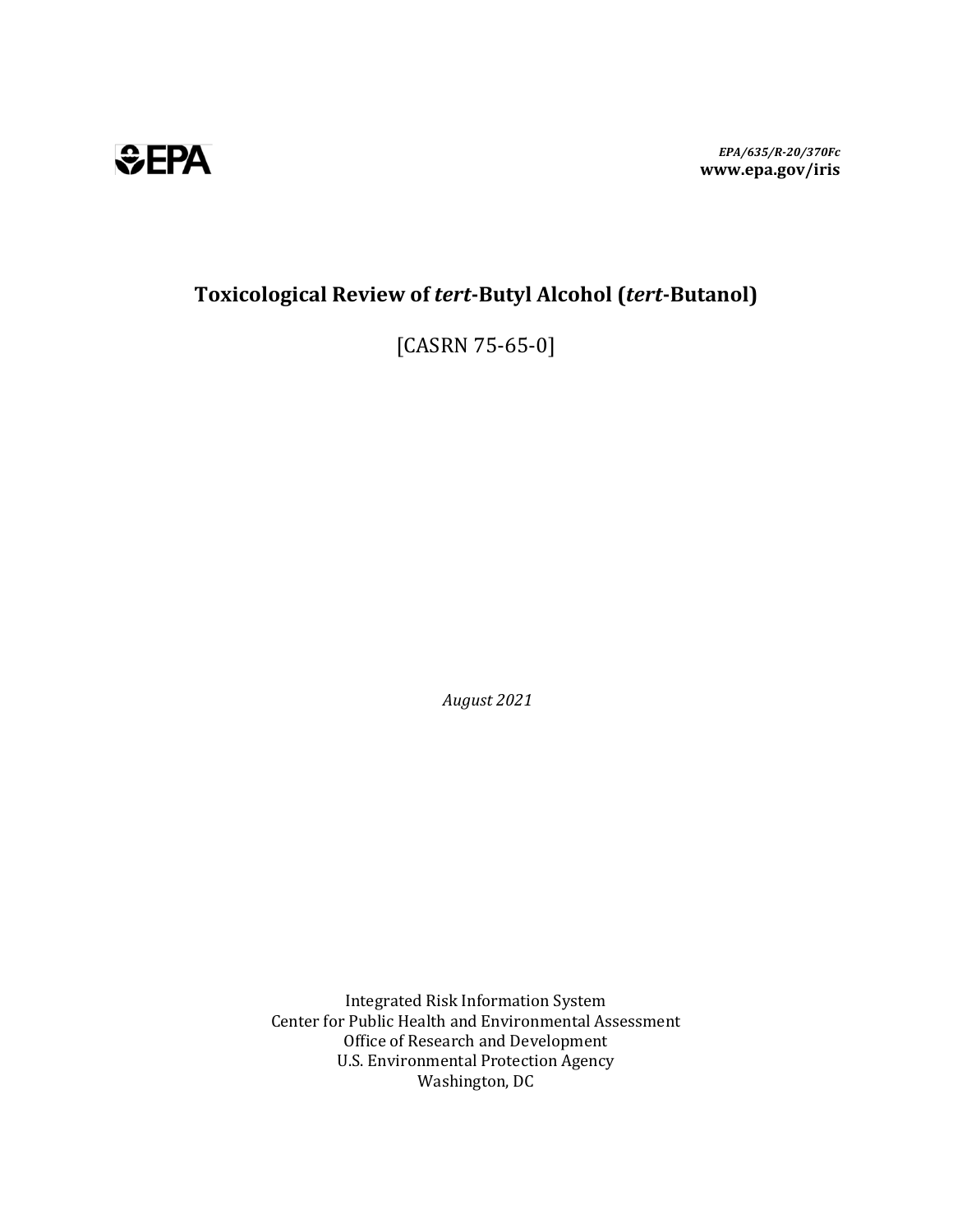EPA

*EPA/635/R-20/370Fc*
**www.epa.gov/iris**

# Toxicological Review of *tert*-Butyl Alcohol (*tert*-Butanol)

[CASRN 75-65-0]

*August 2021*

Integrated Risk Information System
Center for Public Health and Environmental Assessment
Office of Research and Development
U.S. Environmental Protection Agency
Washington, DC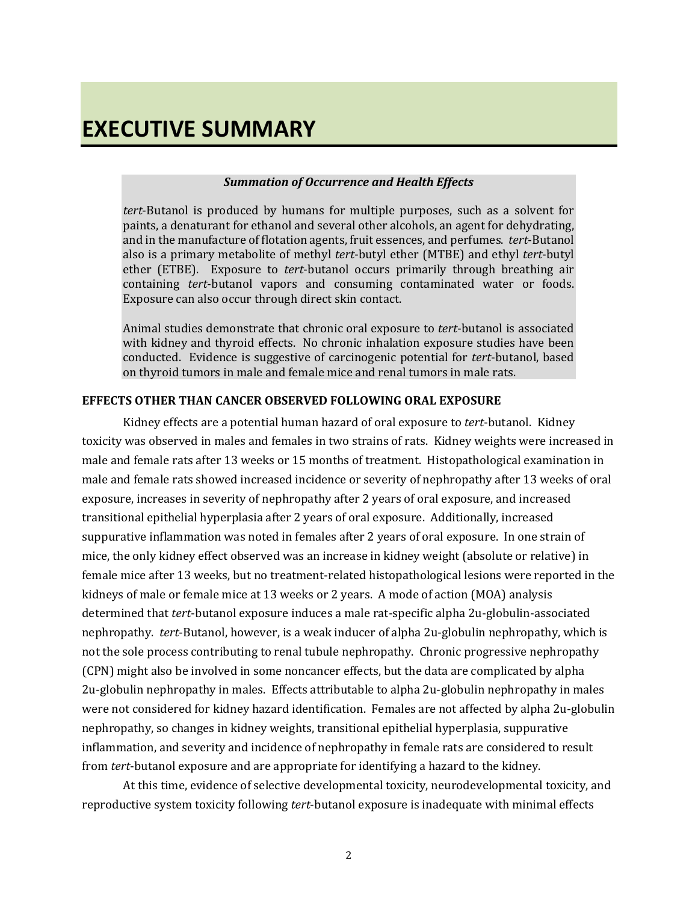# EXECUTIVE SUMMARY

***Summation of Occurrence and Health Effects***

*tert*-Butanol is produced by humans for multiple purposes, such as a solvent for paints, a denaturant for ethanol and several other alcohols, an agent for dehydrating, and in the manufacture of flotation agents, fruit essences, and perfumes. *tert*-Butanol also is a primary metabolite of methyl *tert*-butyl ether (MTBE) and ethyl *tert*-butyl ether (ETBE). Exposure to *tert*-butanol occurs primarily through breathing air containing *tert*-butanol vapors and consuming contaminated water or foods. Exposure can also occur through direct skin contact.

Animal studies demonstrate that chronic oral exposure to *tert*-butanol is associated with kidney and thyroid effects. No chronic inhalation exposure studies have been conducted. Evidence is suggestive of carcinogenic potential for *tert*-butanol, based on thyroid tumors in male and female mice and renal tumors in male rats.

**EFFECTS OTHER THAN CANCER OBSERVED FOLLOWING ORAL EXPOSURE**

Kidney effects are a potential human hazard of oral exposure to *tert*-butanol. Kidney toxicity was observed in males and females in two strains of rats. Kidney weights were increased in male and female rats after 13 weeks or 15 months of treatment. Histopathological examination in male and female rats showed increased incidence or severity of nephropathy after 13 weeks of oral exposure, increases in severity of nephropathy after 2 years of oral exposure, and increased transitional epithelial hyperplasia after 2 years of oral exposure. Additionally, increased suppurative inflammation was noted in females after 2 years of oral exposure. In one strain of mice, the only kidney effect observed was an increase in kidney weight (absolute or relative) in female mice after 13 weeks, but no treatment-related histopathological lesions were reported in the kidneys of male or female mice at 13 weeks or 2 years. A mode of action (MOA) analysis determined that *tert*-butanol exposure induces a male rat-specific alpha 2u-globulin-associated nephropathy. *tert*-Butanol, however, is a weak inducer of alpha 2u-globulin nephropathy, which is not the sole process contributing to renal tubule nephropathy. Chronic progressive nephropathy (CPN) might also be involved in some noncancer effects, but the data are complicated by alpha 2u-globulin nephropathy in males. Effects attributable to alpha 2u-globulin nephropathy in males were not considered for kidney hazard identification. Females are not affected by alpha 2u-globulin nephropathy, so changes in kidney weights, transitional epithelial hyperplasia, suppurative inflammation, and severity and incidence of nephropathy in female rats are considered to result from *tert*-butanol exposure and are appropriate for identifying a hazard to the kidney.

At this time, evidence of selective developmental toxicity, neurodevelopmental toxicity, and reproductive system toxicity following *tert*-butanol exposure is inadequate with minimal effects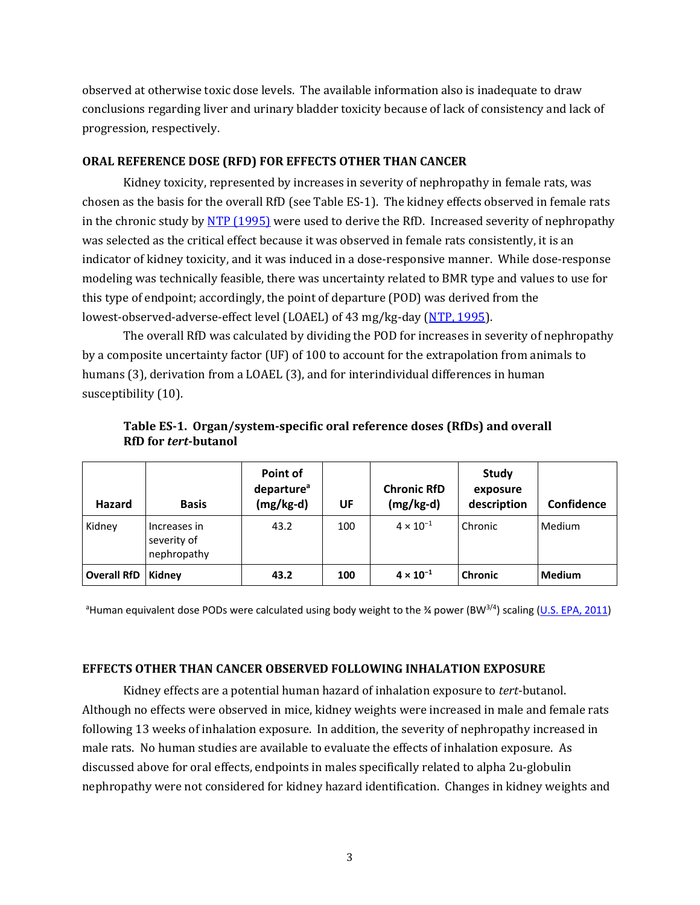observed at otherwise toxic dose levels. The available information also is inadequate to draw conclusions regarding liver and urinary bladder toxicity because of lack of consistency and lack of progression, respectively.

### ORAL REFERENCE DOSE (RFD) FOR EFFECTS OTHER THAN CANCER

Kidney toxicity, represented by increases in severity of nephropathy in female rats, was chosen as the basis for the overall RfD (see Table ES-1). The kidney effects observed in female rats in the chronic study by NTP (1995) were used to derive the RfD. Increased severity of nephropathy was selected as the critical effect because it was observed in female rats consistently, it is an indicator of kidney toxicity, and it was induced in a dose-responsive manner. While dose-response modeling was technically feasible, there was uncertainty related to BMR type and values to use for this type of endpoint; accordingly, the point of departure (POD) was derived from the lowest-observed-adverse-effect level (LOAEL) of 43 mg/kg-day (NTP, 1995).

The overall RfD was calculated by dividing the POD for increases in severity of nephropathy by a composite uncertainty factor (UF) of 100 to account for the extrapolation from animals to humans (3), derivation from a LOAEL (3), and for interindividual differences in human susceptibility (10).

**Table ES-1. Organ/system-specific oral reference doses (RfDs) and overall RfD for *tert*-butanol**

| Hazard | Basis | Point of departure[a] (mg/kg-d) | UF | Chronic RfD (mg/kg-d) | Study exposure description | Confidence |
|---|---|---|---|---|---|---|
| Kidney | Increases in severity of nephropathy | 43.2 | 100 | $4 \times 10^{-1}$ | Chronic | Medium |
| **Overall RfD** | **Kidney** | **43.2** | **100** | $\mathbf{4 \times 10^{-1}}$ | **Chronic** | **Medium** |

[a]Human equivalent dose PODs were calculated using body weight to the ¾ power ($BW^{3/4}$) scaling (U.S. EPA, 2011)

### EFFECTS OTHER THAN CANCER OBSERVED FOLLOWING INHALATION EXPOSURE

Kidney effects are a potential human hazard of inhalation exposure to *tert*-butanol. Although no effects were observed in mice, kidney weights were increased in male and female rats following 13 weeks of inhalation exposure. In addition, the severity of nephropathy increased in male rats. No human studies are available to evaluate the effects of inhalation exposure. As discussed above for oral effects, endpoints in males specifically related to alpha 2u-globulin nephropathy were not considered for kidney hazard identification. Changes in kidney weights and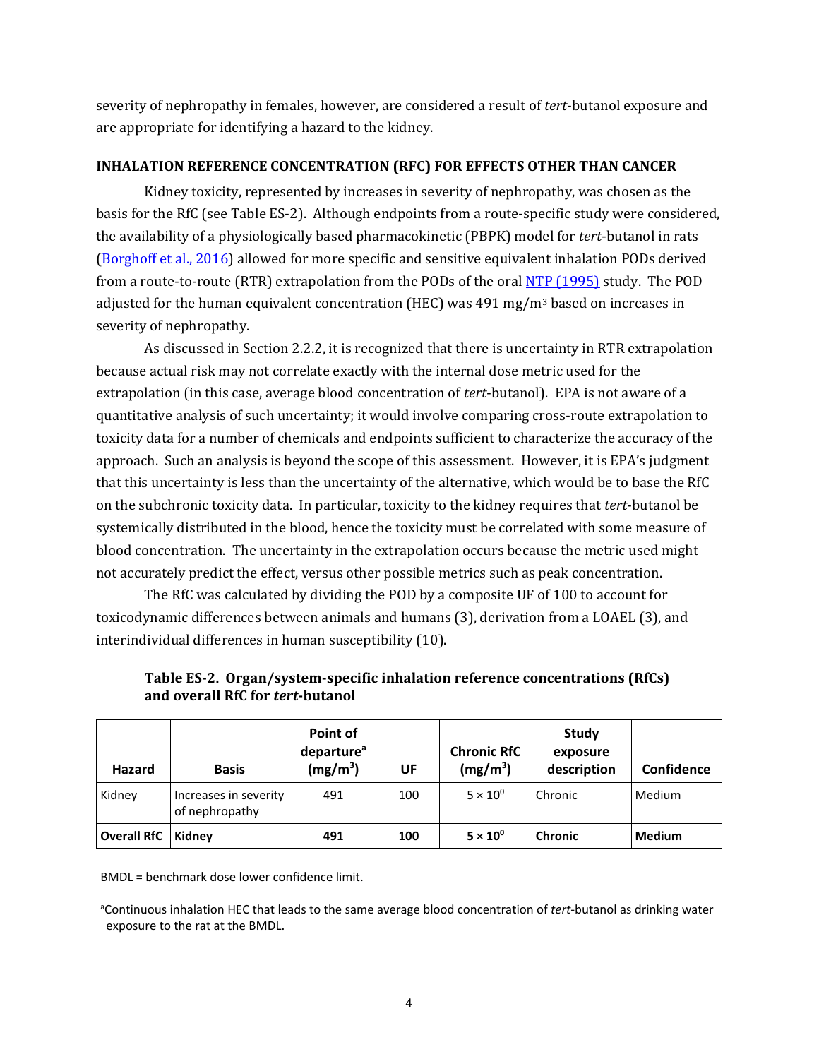severity of nephropathy in females, however, are considered a result of *tert*-butanol exposure and are appropriate for identifying a hazard to the kidney.

## INHALATION REFERENCE CONCENTRATION (RFC) FOR EFFECTS OTHER THAN CANCER

Kidney toxicity, represented by increases in severity of nephropathy, was chosen as the basis for the RfC (see Table ES-2). Although endpoints from a route-specific study were considered, the availability of a physiologically based pharmacokinetic (PBPK) model for *tert*-butanol in rats (Borghoff et al., 2016) allowed for more specific and sensitive equivalent inhalation PODs derived from a route-to-route (RTR) extrapolation from the PODs of the oral NTP (1995) study. The POD adjusted for the human equivalent concentration (HEC) was 491 mg/m³ based on increases in severity of nephropathy.

As discussed in Section 2.2.2, it is recognized that there is uncertainty in RTR extrapolation because actual risk may not correlate exactly with the internal dose metric used for the extrapolation (in this case, average blood concentration of *tert*-butanol). EPA is not aware of a quantitative analysis of such uncertainty; it would involve comparing cross-route extrapolation to toxicity data for a number of chemicals and endpoints sufficient to characterize the accuracy of the approach. Such an analysis is beyond the scope of this assessment. However, it is EPA's judgment that this uncertainty is less than the uncertainty of the alternative, which would be to base the RfC on the subchronic toxicity data. In particular, toxicity to the kidney requires that *tert*-butanol be systemically distributed in the blood, hence the toxicity must be correlated with some measure of blood concentration. The uncertainty in the extrapolation occurs because the metric used might not accurately predict the effect, versus other possible metrics such as peak concentration.

The RfC was calculated by dividing the POD by a composite UF of 100 to account for toxicodynamic differences between animals and humans (3), derivation from a LOAEL (3), and interindividual differences in human susceptibility (10).

**Table ES-2. Organ/system-specific inhalation reference concentrations (RfCs) and overall RfC for *tert*-butanol**

| Hazard | Basis | Point of departure[a] (mg/m³) | UF | Chronic RfC (mg/m³) | Study exposure description | Confidence |
|---|---|---|---|---|---|---|
| Kidney | Increases in severity of nephropathy | 491 | 100 | $5 \times 10^{0}$ | Chronic | Medium |
| **Overall RfC** | **Kidney** | **491** | **100** | $\mathbf{5 \times 10^{0}}$ | **Chronic** | **Medium** |

BMDL = benchmark dose lower confidence limit.

[a]Continuous inhalation HEC that leads to the same average blood concentration of *tert*-butanol as drinking water exposure to the rat at the BMDL.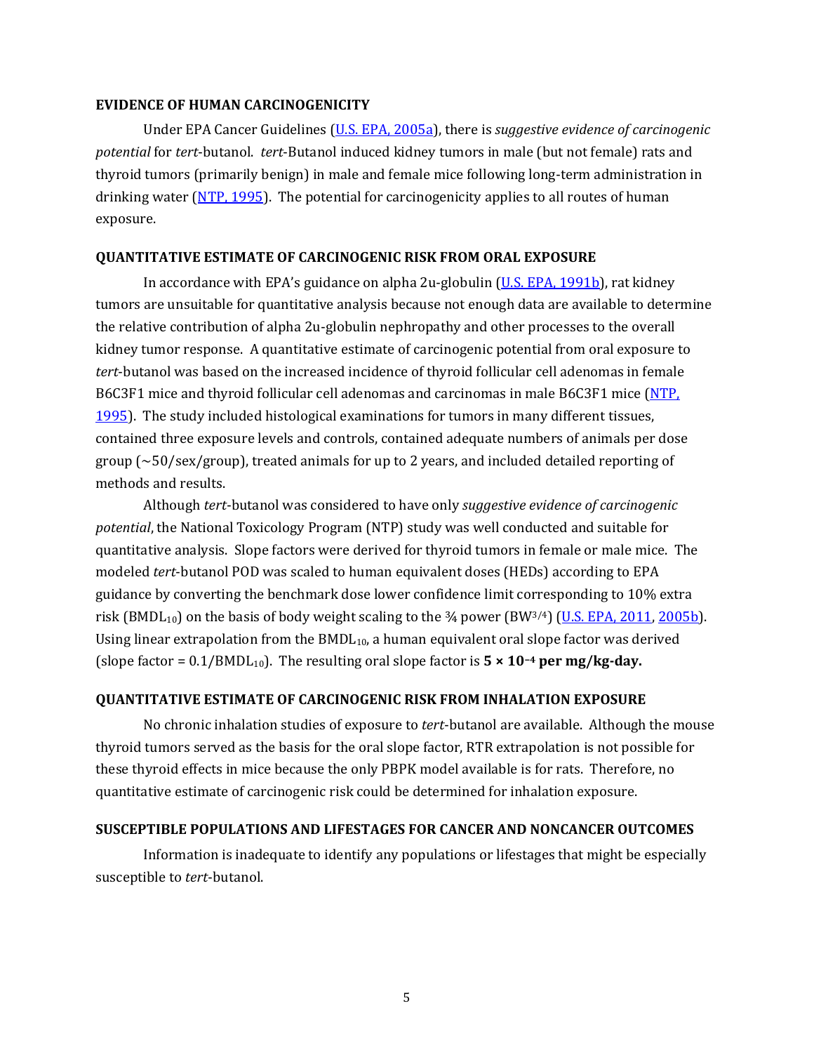## EVIDENCE OF HUMAN CARCINOGENICITY

Under EPA Cancer Guidelines (U.S. EPA, 2005a), there is *suggestive evidence of carcinogenic potential* for *tert*-butanol. *tert*-Butanol induced kidney tumors in male (but not female) rats and thyroid tumors (primarily benign) in male and female mice following long-term administration in drinking water (NTP, 1995). The potential for carcinogenicity applies to all routes of human exposure.

## QUANTITATIVE ESTIMATE OF CARCINOGENIC RISK FROM ORAL EXPOSURE

In accordance with EPA's guidance on alpha 2u-globulin (U.S. EPA, 1991b), rat kidney tumors are unsuitable for quantitative analysis because not enough data are available to determine the relative contribution of alpha 2u-globulin nephropathy and other processes to the overall kidney tumor response. A quantitative estimate of carcinogenic potential from oral exposure to *tert*-butanol was based on the increased incidence of thyroid follicular cell adenomas in female B6C3F1 mice and thyroid follicular cell adenomas and carcinomas in male B6C3F1 mice (NTP, 1995). The study included histological examinations for tumors in many different tissues, contained three exposure levels and controls, contained adequate numbers of animals per dose group (~50/sex/group), treated animals for up to 2 years, and included detailed reporting of methods and results.

Although *tert*-butanol was considered to have only *suggestive evidence of carcinogenic potential*, the National Toxicology Program (NTP) study was well conducted and suitable for quantitative analysis. Slope factors were derived for thyroid tumors in female or male mice. The modeled *tert*-butanol POD was scaled to human equivalent doses (HEDs) according to EPA guidance by converting the benchmark dose lower confidence limit corresponding to 10% extra risk ($BMDL_{10}$) on the basis of body weight scaling to the ¾ power ($BW^{3/4}$) (U.S. EPA, 2011, 2005b). Using linear extrapolation from the $BMDL_{10}$, a human equivalent oral slope factor was derived (slope factor = $0.1/BMDL_{10}$). The resulting oral slope factor is **$5 \times 10^{-4}$ per mg/kg-day.**

## QUANTITATIVE ESTIMATE OF CARCINOGENIC RISK FROM INHALATION EXPOSURE

No chronic inhalation studies of exposure to *tert*-butanol are available. Although the mouse thyroid tumors served as the basis for the oral slope factor, RTR extrapolation is not possible for these thyroid effects in mice because the only PBPK model available is for rats. Therefore, no quantitative estimate of carcinogenic risk could be determined for inhalation exposure.

## SUSCEPTIBLE POPULATIONS AND LIFESTAGES FOR CANCER AND NONCANCER OUTCOMES

Information is inadequate to identify any populations or lifestages that might be especially susceptible to *tert*-butanol.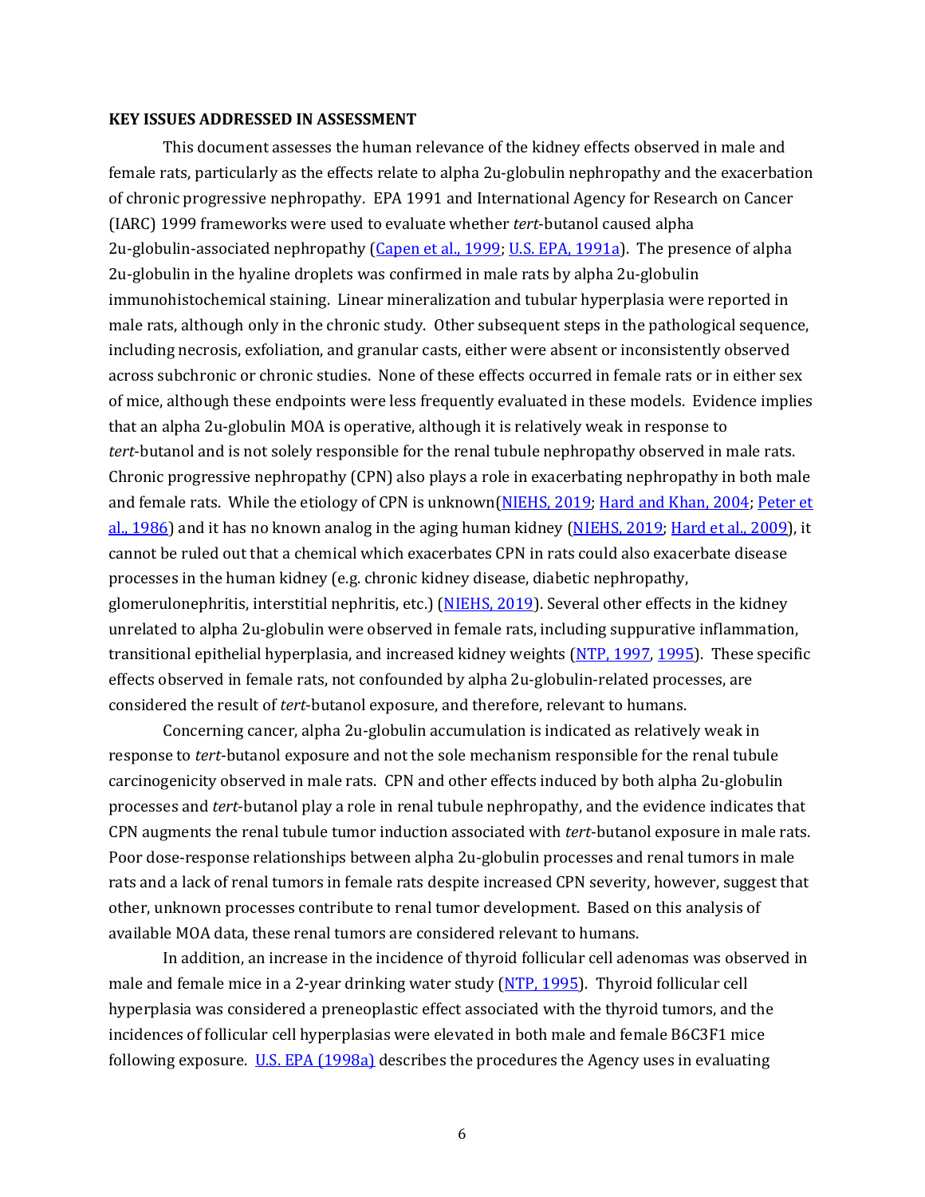**KEY ISSUES ADDRESSED IN ASSESSMENT**

This document assesses the human relevance of the kidney effects observed in male and female rats, particularly as the effects relate to alpha 2u-globulin nephropathy and the exacerbation of chronic progressive nephropathy. EPA 1991 and International Agency for Research on Cancer (IARC) 1999 frameworks were used to evaluate whether *tert*-butanol caused alpha 2u-globulin-associated nephropathy (Capen et al., 1999; U.S. EPA, 1991a). The presence of alpha 2u-globulin in the hyaline droplets was confirmed in male rats by alpha 2u-globulin immunohistochemical staining. Linear mineralization and tubular hyperplasia were reported in male rats, although only in the chronic study. Other subsequent steps in the pathological sequence, including necrosis, exfoliation, and granular casts, either were absent or inconsistently observed across subchronic or chronic studies. None of these effects occurred in female rats or in either sex of mice, although these endpoints were less frequently evaluated in these models. Evidence implies that an alpha 2u-globulin MOA is operative, although it is relatively weak in response to *tert*-butanol and is not solely responsible for the renal tubule nephropathy observed in male rats. Chronic progressive nephropathy (CPN) also plays a role in exacerbating nephropathy in both male and female rats. While the etiology of CPN is unknown(NIEHS, 2019; Hard and Khan, 2004; Peter et al., 1986) and it has no known analog in the aging human kidney (NIEHS, 2019; Hard et al., 2009), it cannot be ruled out that a chemical which exacerbates CPN in rats could also exacerbate disease processes in the human kidney (e.g. chronic kidney disease, diabetic nephropathy, glomerulonephritis, interstitial nephritis, etc.) (NIEHS, 2019). Several other effects in the kidney unrelated to alpha 2u-globulin were observed in female rats, including suppurative inflammation, transitional epithelial hyperplasia, and increased kidney weights (NTP, 1997, 1995). These specific effects observed in female rats, not confounded by alpha 2u-globulin-related processes, are considered the result of *tert*-butanol exposure, and therefore, relevant to humans.

Concerning cancer, alpha 2u-globulin accumulation is indicated as relatively weak in response to *tert*-butanol exposure and not the sole mechanism responsible for the renal tubule carcinogenicity observed in male rats. CPN and other effects induced by both alpha 2u-globulin processes and *tert*-butanol play a role in renal tubule nephropathy, and the evidence indicates that CPN augments the renal tubule tumor induction associated with *tert*-butanol exposure in male rats. Poor dose-response relationships between alpha 2u-globulin processes and renal tumors in male rats and a lack of renal tumors in female rats despite increased CPN severity, however, suggest that other, unknown processes contribute to renal tumor development. Based on this analysis of available MOA data, these renal tumors are considered relevant to humans.

In addition, an increase in the incidence of thyroid follicular cell adenomas was observed in male and female mice in a 2-year drinking water study (NTP, 1995). Thyroid follicular cell hyperplasia was considered a preneoplastic effect associated with the thyroid tumors, and the incidences of follicular cell hyperplasias were elevated in both male and female B6C3F1 mice following exposure. U.S. EPA (1998a) describes the procedures the Agency uses in evaluating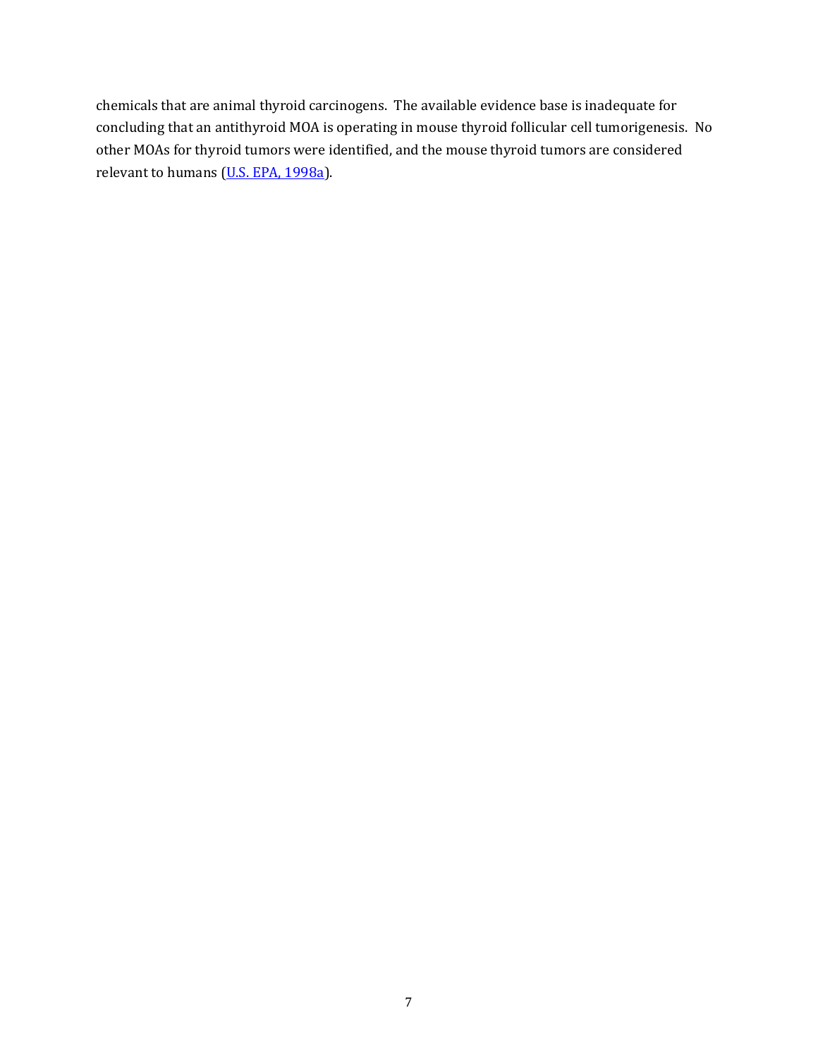chemicals that are animal thyroid carcinogens. The available evidence base is inadequate for concluding that an antithyroid MOA is operating in mouse thyroid follicular cell tumorigenesis. No other MOAs for thyroid tumors were identified, and the mouse thyroid tumors are considered relevant to humans (U.S. EPA, 1998a).